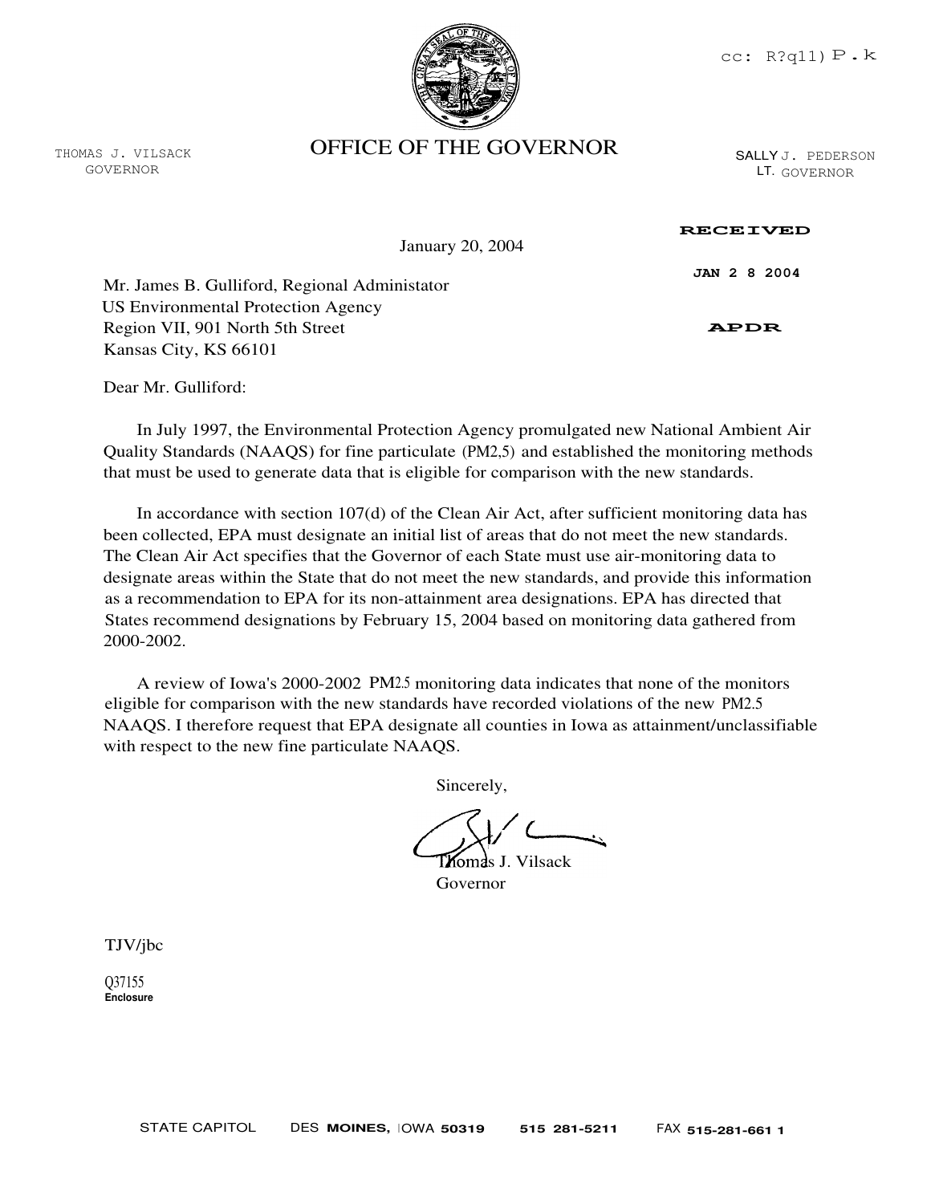cc: R?q11) P.k

THOMAS J. VILSACK
GOVERNOR

# OFFICE OF THE GOVERNOR

SALLY J. PEDERSON
LT. GOVERNOR

RECEIVED

JAN 2 8 2004

APDR

January 20, 2004

Mr. James B. Gulliford, Regional Administator
US Environmental Protection Agency
Region VII, 901 North 5th Street
Kansas City, KS 66101

Dear Mr. Gulliford:

In July 1997, the Environmental Protection Agency promulgated new National Ambient Air Quality Standards (NAAQS) for fine particulate (PM2,5) and established the monitoring methods that must be used to generate data that is eligible for comparison with the new standards.

In accordance with section 107(d) of the Clean Air Act, after sufficient monitoring data has been collected, EPA must designate an initial list of areas that do not meet the new standards. The Clean Air Act specifies that the Governor of each State must use air-monitoring data to designate areas within the State that do not meet the new standards, and provide this information as a recommendation to EPA for its non-attainment area designations. EPA has directed that States recommend designations by February 15, 2004 based on monitoring data gathered from 2000-2002.

A review of Iowa's 2000-2002 $PM_{2.5}$ monitoring data indicates that none of the monitors eligible for comparison with the new standards have recorded violations of the new $PM_{2.5}$ NAAQS. I therefore request that EPA designate all counties in Iowa as attainment/unclassifiable with respect to the new fine particulate NAAQS.

Sincerely,

Thomas J. Vilsack
Governor

TJV/jbc

Q37155
**Enclosure**

STATE CAPITOL DES MOINES, IOWA 50319 515 281-5211 FAX 515-281-661 1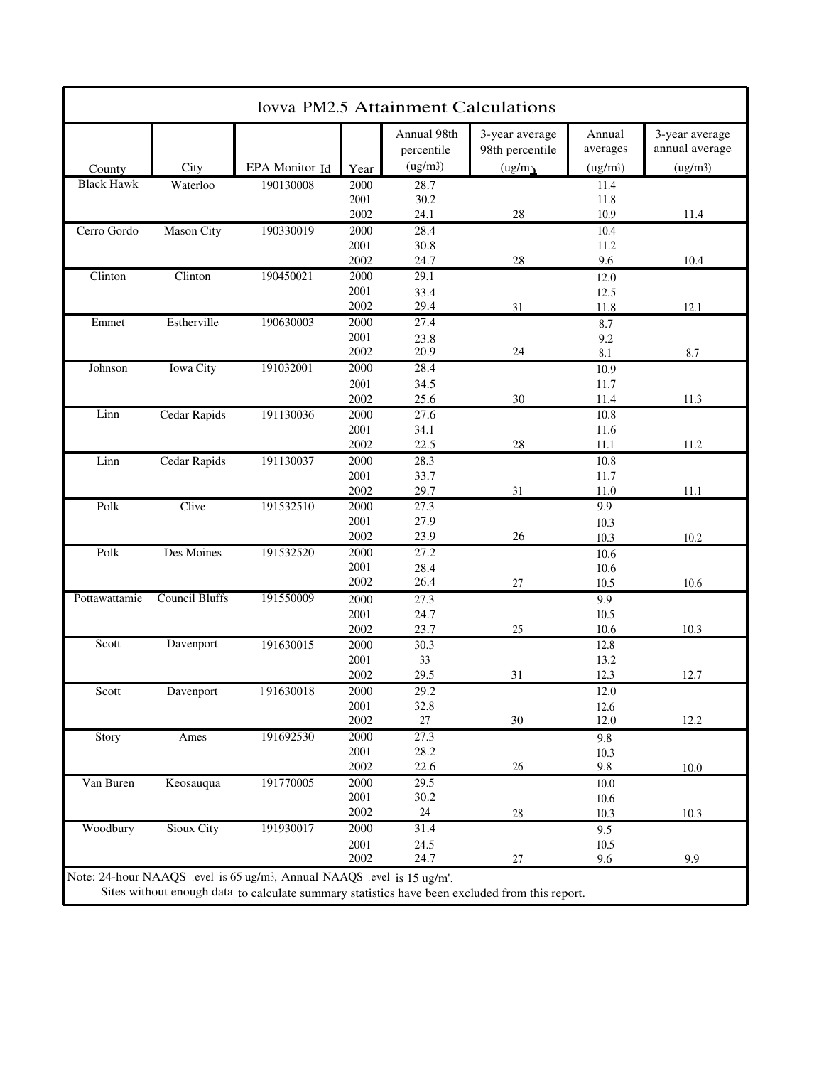# Iovva PM2.5 Attainment Calculations

| County | City | EPA Monitor Id | Year | Annual 98th percentile (ug/m3) | 3-year average 98th percentile (ug/m3) | Annual averages (ug/m3) | 3-year average annual average (ug/m3) |
|---|---|---|---|---|---|---|---|
| Black Hawk | Waterloo | 190130008 | 2000 | 28.7 | | 11.4 | |
| | | | 2001 | 30.2 | | 11.8 | |
| | | | 2002 | 24.1 | 28 | 10.9 | 11.4 |
| Cerro Gordo | Mason City | 190330019 | 2000 | 28.4 | | 10.4 | |
| | | | 2001 | 30.8 | | 11.2 | |
| | | | 2002 | 24.7 | 28 | 9.6 | 10.4 |
| Clinton | Clinton | 190450021 | 2000 | 29.1 | | 12.0 | |
| | | | 2001 | 33.4 | | 12.5 | |
| | | | 2002 | 29.4 | 31 | 11.8 | 12.1 |
| Emmet | Estherville | 190630003 | 2000 | 27.4 | | 8.7 | |
| | | | 2001 | 23.8 | | 9.2 | |
| | | | 2002 | 20.9 | 24 | 8.1 | 8.7 |
| Johnson | Iowa City | 191032001 | 2000 | 28.4 | | 10.9 | |
| | | | 2001 | 34.5 | | 11.7 | |
| | | | 2002 | 25.6 | 30 | 11.4 | 11.3 |
| Linn | Cedar Rapids | 191130036 | 2000 | 27.6 | | 10.8 | |
| | | | 2001 | 34.1 | | 11.6 | |
| | | | 2002 | 22.5 | 28 | 11.1 | 11.2 |
| Linn | Cedar Rapids | 191130037 | 2000 | 28.3 | | 10.8 | |
| | | | 2001 | 33.7 | | 11.7 | |
| | | | 2002 | 29.7 | 31 | 11.0 | 11.1 |
| Polk | Clive | 191532510 | 2000 | 27.3 | | 9.9 | |
| | | | 2001 | 27.9 | | 10.3 | |
| | | | 2002 | 23.9 | 26 | 10.3 | 10.2 |
| Polk | Des Moines | 191532520 | 2000 | 27.2 | | 10.6 | |
| | | | 2001 | 28.4 | | 10.6 | |
| | | | 2002 | 26.4 | 27 | 10.5 | 10.6 |
| Pottawattamie | Council Bluffs | 191550009 | 2000 | 27.3 | | 9.9 | |
| | | | 2001 | 24.7 | | 10.5 | |
| | | | 2002 | 23.7 | 25 | 10.6 | 10.3 |
| Scott | Davenport | 191630015 | 2000 | 30.3 | | 12.8 | |
| | | | 2001 | 33 | | 13.2 | |
| | | | 2002 | 29.5 | 31 | 12.3 | 12.7 |
| Scott | Davenport | 191630018 | 2000 | 29.2 | | 12.0 | |
| | | | 2001 | 32.8 | | 12.6 | |
| | | | 2002 | 27 | 30 | 12.0 | 12.2 |
| Story | Ames | 191692530 | 2000 | 27.3 | | 9.8 | |
| | | | 2001 | 28.2 | | 10.3 | |
| | | | 2002 | 22.6 | 26 | 9.8 | 10.0 |
| Van Buren | Keosauqua | 191770005 | 2000 | 29.5 | | 10.0 | |
| | | | 2001 | 30.2 | | 10.6 | |
| | | | 2002 | 24 | 28 | 10.3 | 10.3 |
| Woodbury | Sioux City | 191930017 | 2000 | 31.4 | | 9.5 | |
| | | | 2001 | 24.5 | | 10.5 | |
| | | | 2002 | 24.7 | 27 | 9.6 | 9.9 |

Note: 24-hour NAAQS level is 65 ug/m3, Annual NAAQS level is 15 ug/m'.
Sites without enough data to calculate summary statistics have been excluded from this report.